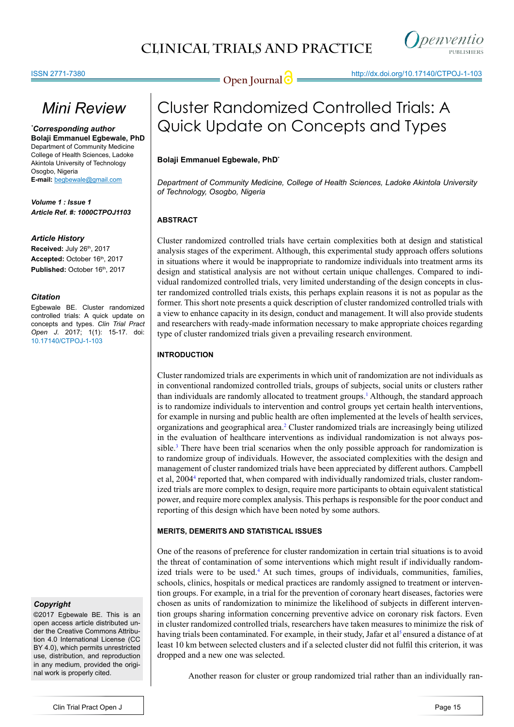# Cluster Randomized Controlled Trials: A Quick Update on Concepts and Types

*Mini Review*

**Bolaji Emmanuel Egbewale, PhD***

*Department of Community Medicine, College of Health Sciences, Ladoke Akintola University of Technology, Osogbo, Nigeria*

***Corresponding author**
**Bolaji Emmanuel Egbewale, PhD**
Department of Community Medicine
College of Health Sciences, Ladoke Akintola University of Technology
Osogbo, Nigeria
**E-mail:** begbewale@gmail.com

**Article Ref. #: 1000CTPOJ1103**

***Article History***
**Received:** July 26th, 2017
**Accepted:** October 16th, 2017
**Published:** October 16th, 2017

***Citation***
Egbewale BE. Cluster randomized controlled trials: A quick update on concepts and types. *Clin Trial Pract Open J*. 2017; 1(1): 15-17. doi: 10.17140/CTPOJ-1-103

***Copyright***
©2017 Egbewale BE. This is an open access article distributed under the Creative Commons Attribution 4.0 International License (CC BY 4.0), which permits unrestricted use, distribution, and reproduction in any medium, provided the original work is properly cited.

## ABSTRACT

Cluster randomized controlled trials have certain complexities both at design and statistical analysis stages of the experiment. Although, this experimental study approach offers solutions in situations where it would be inappropriate to randomize individuals into treatment arms its design and statistical analysis are not without certain unique challenges. Compared to individual randomized controlled trials, very limited understanding of the design concepts in cluster randomized controlled trials exists, this perhaps explain reasons it is not as popular as the former. This short note presents a quick description of cluster randomized controlled trials with a view to enhance capacity in its design, conduct and management. It will also provide students and researchers with ready-made information necessary to make appropriate choices regarding type of cluster randomized trials given a prevailing research environment.

## INTRODUCTION

Cluster randomized trials are experiments in which unit of randomization are not individuals as in conventional randomized controlled trials, groups of subjects, social units or clusters rather than individuals are randomly allocated to treatment groups.[1] Although, the standard approach is to randomize individuals to intervention and control groups yet certain health interventions, for example in nursing and public health are often implemented at the levels of health services, organizations and geographical area.[2] Cluster randomized trials are increasingly being utilized in the evaluation of healthcare interventions as individual randomization is not always possible.[3] There have been trial scenarios when the only possible approach for randomization is to randomize group of individuals. However, the associated complexities with the design and management of cluster randomized trials have been appreciated by different authors. Campbell et al, 2004[4] reported that, when compared with individually randomized trials, cluster randomized trials are more complex to design, require more participants to obtain equivalent statistical power, and require more complex analysis. This perhaps is responsible for the poor conduct and reporting of this design which have been noted by some authors.

### MERITS, DEMERITS AND STATISTICAL ISSUES

One of the reasons of preference for cluster randomization in certain trial situations is to avoid the threat of contamination of some interventions which might result if individually randomized trials were to be used.[4] At such times, groups of individuals, communities, families, schools, clinics, hospitals or medical practices are randomly assigned to treatment or intervention groups. For example, in a trial for the prevention of coronary heart diseases, factories were chosen as units of randomization to minimize the likelihood of subjects in different intervention groups sharing information concerning preventive advice on coronary risk factors. Even in cluster randomized controlled trials, researchers have taken measures to minimize the risk of having trials been contaminated. For example, in their study, Jafar et al[5] ensured a distance of at least 10 km between selected clusters and if a selected cluster did not fulfil this criterion, it was dropped and a new one was selected.

Another reason for cluster or group randomized trial rather than an individually ran-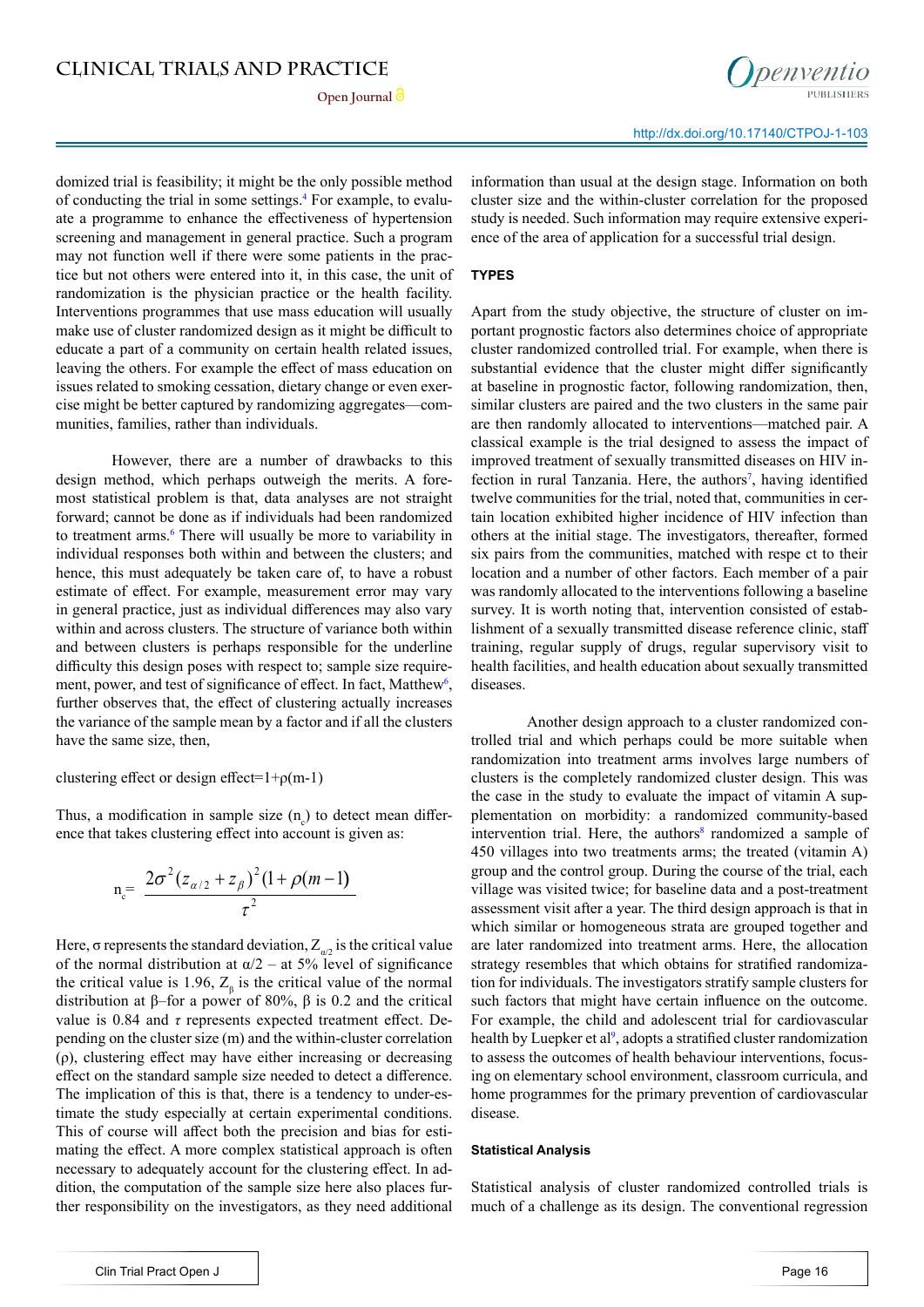domized trial is feasibility; it might be the only possible method of conducting the trial in some settings.[4] For example, to evaluate a programme to enhance the effectiveness of hypertension screening and management in general practice. Such a program may not function well if there were some patients in the practice but not others were entered into it, in this case, the unit of randomization is the physician practice or the health facility. Interventions programmes that use mass education will usually make use of cluster randomized design as it might be difficult to educate a part of a community on certain health related issues, leaving the others. For example the effect of mass education on issues related to smoking cessation, dietary change or even exercise might be better captured by randomizing aggregates—communities, families, rather than individuals.

However, there are a number of drawbacks to this design method, which perhaps outweigh the merits. A foremost statistical problem is that, data analyses are not straight forward; cannot be done as if individuals had been randomized to treatment arms.[6] There will usually be more to variability in individual responses both within and between the clusters; and hence, this must adequately be taken care of, to have a robust estimate of effect. For example, measurement error may vary in general practice, just as individual differences may also vary within and across clusters. The structure of variance both within and between clusters is perhaps responsible for the underline difficulty this design poses with respect to; sample size requirement, power, and test of significance of effect. In fact, Matthew[6], further observes that, the effect of clustering actually increases the variance of the sample mean by a factor and if all the clusters have the same size, then,

clustering effect or design effect=1+ρ(m-1)

Thus, a modification in sample size ($n_c$) to detect mean difference that takes clustering effect into account is given as:

$$n_c = \frac{2\sigma^2(z_{\alpha/2}+z_\beta)^2(1+\rho(m-1))}{\tau^2}$$

Here, σ represents the standard deviation, $Z_{\alpha/2}$ is the critical value of the normal distribution at α/2 – at 5% level of significance the critical value is 1.96, $Z_\beta$ is the critical value of the normal distribution at β–for a power of 80%, β is 0.2 and the critical value is 0.84 and τ represents expected treatment effect. Depending on the cluster size (m) and the within-cluster correlation (ρ), clustering effect may have either increasing or decreasing effect on the standard sample size needed to detect a difference. The implication of this is that, there is a tendency to under-estimate the study especially at certain experimental conditions. This of course will affect both the precision and bias for estimating the effect. A more complex statistical approach is often necessary to adequately account for the clustering effect. In addition, the computation of the sample size here also places further responsibility on the investigators, as they need additional information than usual at the design stage. Information on both cluster size and the within-cluster correlation for the proposed study is needed. Such information may require extensive experience of the area of application for a successful trial design.

## TYPES

Apart from the study objective, the structure of cluster on important prognostic factors also determines choice of appropriate cluster randomized controlled trial. For example, when there is substantial evidence that the cluster might differ significantly at baseline in prognostic factor, following randomization, then, similar clusters are paired and the two clusters in the same pair are then randomly allocated to interventions—matched pair. A classical example is the trial designed to assess the impact of improved treatment of sexually transmitted diseases on HIV infection in rural Tanzania. Here, the authors[7], having identified twelve communities for the trial, noted that, communities in certain location exhibited higher incidence of HIV infection than others at the initial stage. The investigators, thereafter, formed six pairs from the communities, matched with respe ct to their location and a number of other factors. Each member of a pair was randomly allocated to the interventions following a baseline survey. It is worth noting that, intervention consisted of establishment of a sexually transmitted disease reference clinic, staff training, regular supply of drugs, regular supervisory visit to health facilities, and health education about sexually transmitted diseases.

Another design approach to a cluster randomized controlled trial and which perhaps could be more suitable when randomization into treatment arms involves large numbers of clusters is the completely randomized cluster design. This was the case in the study to evaluate the impact of vitamin A supplementation on morbidity: a randomized community-based intervention trial. Here, the authors[8] randomized a sample of 450 villages into two treatments arms; the treated (vitamin A) group and the control group. During the course of the trial, each village was visited twice; for baseline data and a post-treatment assessment visit after a year. The third design approach is that in which similar or homogeneous strata are grouped together and are later randomized into treatment arms. Here, the allocation strategy resembles that which obtains for stratified randomization for individuals. The investigators stratify sample clusters for such factors that might have certain influence on the outcome. For example, the child and adolescent trial for cardiovascular health by Luepker et al[9], adopts a stratified cluster randomization to assess the outcomes of health behaviour interventions, focusing on elementary school environment, classroom curricula, and home programmes for the primary prevention of cardiovascular disease.

### Statistical Analysis

Statistical analysis of cluster randomized controlled trials is much of a challenge as its design. The conventional regression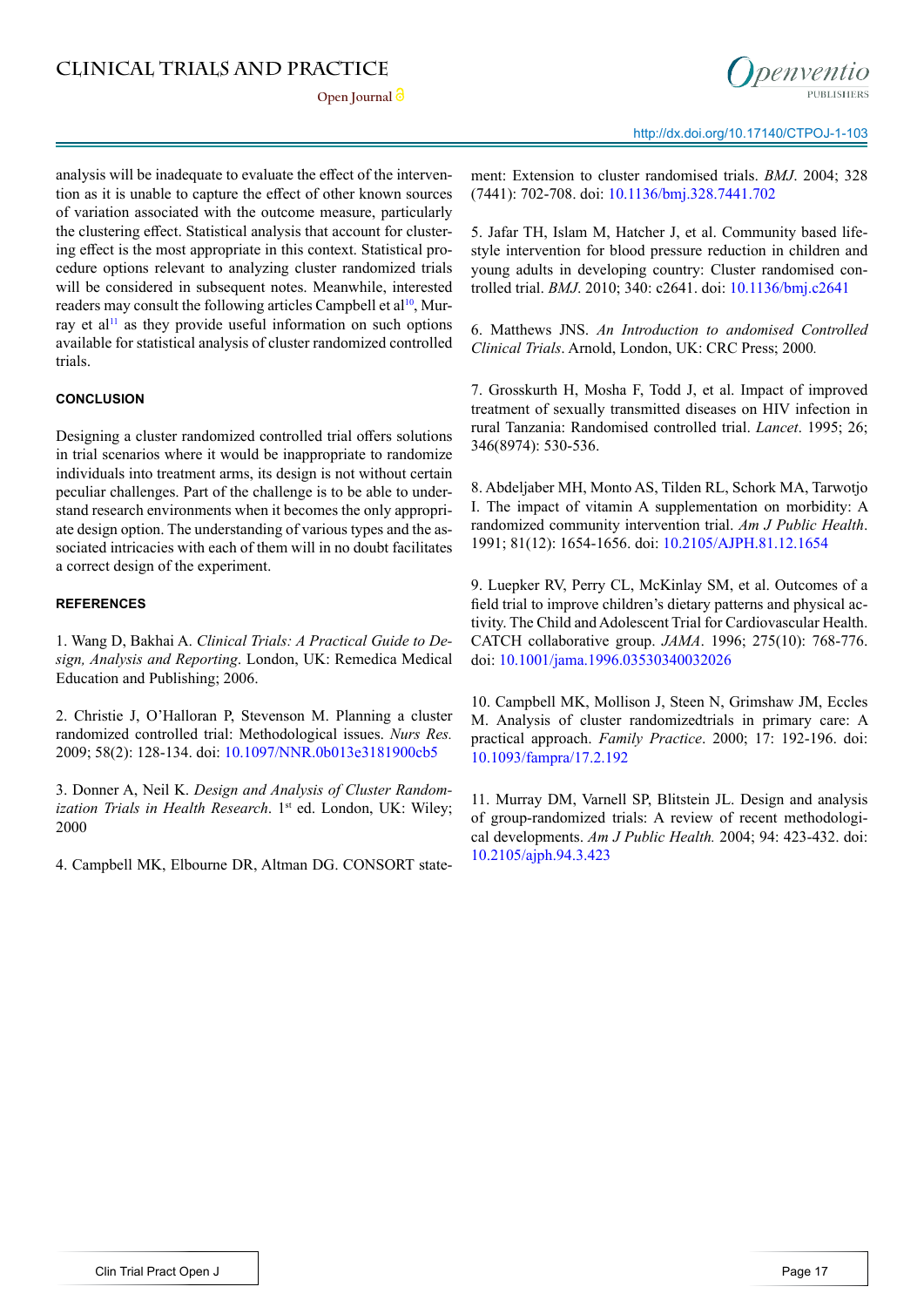analysis will be inadequate to evaluate the effect of the intervention as it is unable to capture the effect of other known sources of variation associated with the outcome measure, particularly the clustering effect. Statistical analysis that account for clustering effect is the most appropriate in this context. Statistical procedure options relevant to analyzing cluster randomized trials will be considered in subsequent notes. Meanwhile, interested readers may consult the following articles Campbell et al[10], Murray et al[11] as they provide useful information on such options available for statistical analysis of cluster randomized controlled trials.

#### CONCLUSION

Designing a cluster randomized controlled trial offers solutions in trial scenarios where it would be inappropriate to randomize individuals into treatment arms, its design is not without certain peculiar challenges. Part of the challenge is to be able to understand research environments when it becomes the only appropriate design option. The understanding of various types and the associated intricacies with each of them will in no doubt facilitates a correct design of the experiment.

#### REFERENCES

1. Wang D, Bakhai A. *Clinical Trials: A Practical Guide to Design, Analysis and Reporting*. London, UK: Remedica Medical Education and Publishing; 2006.

2. Christie J, O'Halloran P, Stevenson M. Planning a cluster randomized controlled trial: Methodological issues. *Nurs Res.* 2009; 58(2): 128-134. doi: 10.1097/NNR.0b013e3181900cb5

3. Donner A, Neil K. *Design and Analysis of Cluster Randomization Trials in Health Research*. 1st ed. London, UK: Wiley; 2000

4. Campbell MK, Elbourne DR, Altman DG. CONSORT statement: Extension to cluster randomised trials. *BMJ*. 2004; 328 (7441): 702-708. doi: 10.1136/bmj.328.7441.702

5. Jafar TH, Islam M, Hatcher J, et al. Community based lifestyle intervention for blood pressure reduction in children and young adults in developing country: Cluster randomised controlled trial. *BMJ*. 2010; 340: c2641. doi: 10.1136/bmj.c2641

6. Matthews JNS. *An Introduction to andomised Controlled Clinical Trials*. Arnold, London, UK: CRC Press; 2000.

7. Grosskurth H, Mosha F, Todd J, et al. Impact of improved treatment of sexually transmitted diseases on HIV infection in rural Tanzania: Randomised controlled trial. *Lancet*. 1995; 26; 346(8974): 530-536.

8. Abdeljaber MH, Monto AS, Tilden RL, Schork MA, Tarwotjo I. The impact of vitamin A supplementation on morbidity: A randomized community intervention trial. *Am J Public Health*. 1991; 81(12): 1654-1656. doi: 10.2105/AJPH.81.12.1654

9. Luepker RV, Perry CL, McKinlay SM, et al. Outcomes of a field trial to improve children's dietary patterns and physical activity. The Child and Adolescent Trial for Cardiovascular Health. CATCH collaborative group. *JAMA*. 1996; 275(10): 768-776. doi: 10.1001/jama.1996.03530340032026

10. Campbell MK, Mollison J, Steen N, Grimshaw JM, Eccles M. Analysis of cluster randomizedtrials in primary care: A practical approach. *Family Practice*. 2000; 17: 192-196. doi: 10.1093/fampra/17.2.192

11. Murray DM, Varnell SP, Blitstein JL. Design and analysis of group-randomized trials: A review of recent methodological developments. *Am J Public Health.* 2004; 94: 423-432. doi: 10.2105/ajph.94.3.423